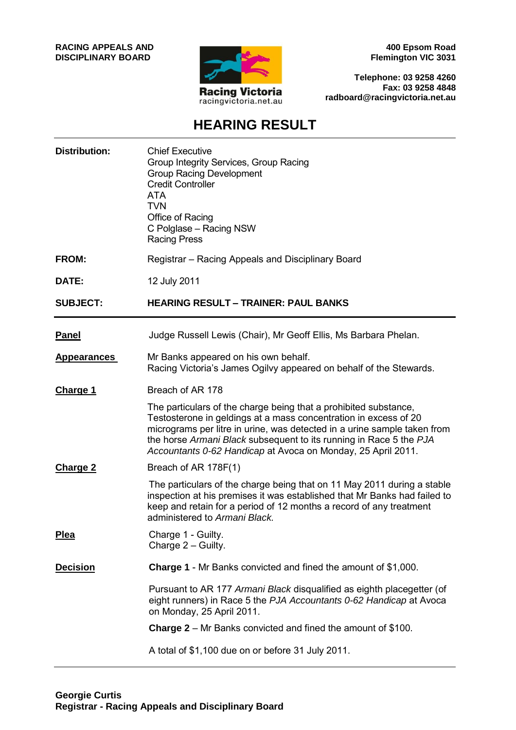**RACING APPEALS AND DISCIPLINARY BOARD**

Racing Victoria
racingvictoria.net.au

**400 Epsom Road**
**Flemington VIC 3031**

**Telephone: 03 9258 4260**
**Fax: 03 9258 4848**
**radboard@racingvictoria.net.au**

# HEARING RESULT

**Distribution:** Chief Executive
Group Integrity Services, Group Racing
Group Racing Development
Credit Controller
ATA
TVN
Office of Racing
C Polglase – Racing NSW
Racing Press

**FROM:** Registrar – Racing Appeals and Disciplinary Board

**DATE:** 12 July 2011

**SUBJECT:** **HEARING RESULT – TRAINER: PAUL BANKS**

---

**Panel**

Judge Russell Lewis (Chair), Mr Geoff Ellis, Ms Barbara Phelan.

**Appearances**

Mr Banks appeared on his own behalf.
Racing Victoria's James Ogilvy appeared on behalf of the Stewards.

**Charge 1**

Breach of AR 178

The particulars of the charge being that a prohibited substance, Testosterone in geldings at a mass concentration in excess of 20 micrograms per litre in urine, was detected in a urine sample taken from the horse *Armani Black* subsequent to its running in Race 5 the *PJA Accountants 0-62 Handicap* at Avoca on Monday, 25 April 2011.

**Charge 2**

Breach of AR 178F(1)

The particulars of the charge being that on 11 May 2011 during a stable inspection at his premises it was established that Mr Banks had failed to keep and retain for a period of 12 months a record of any treatment administered to *Armani Black.*

**Plea**

Charge 1 - Guilty.
Charge 2 – Guilty.

**Decision**

**Charge 1** - Mr Banks convicted and fined the amount of $1,000.

Pursuant to AR 177 *Armani Black* disqualified as eighth placegetter (of eight runners) in Race 5 the *PJA Accountants 0-62 Handicap* at Avoca on Monday, 25 April 2011.

**Charge 2** – Mr Banks convicted and fined the amount of $100.

A total of $1,100 due on or before 31 July 2011.

---

**Georgie Curtis**
**Registrar - Racing Appeals and Disciplinary Board**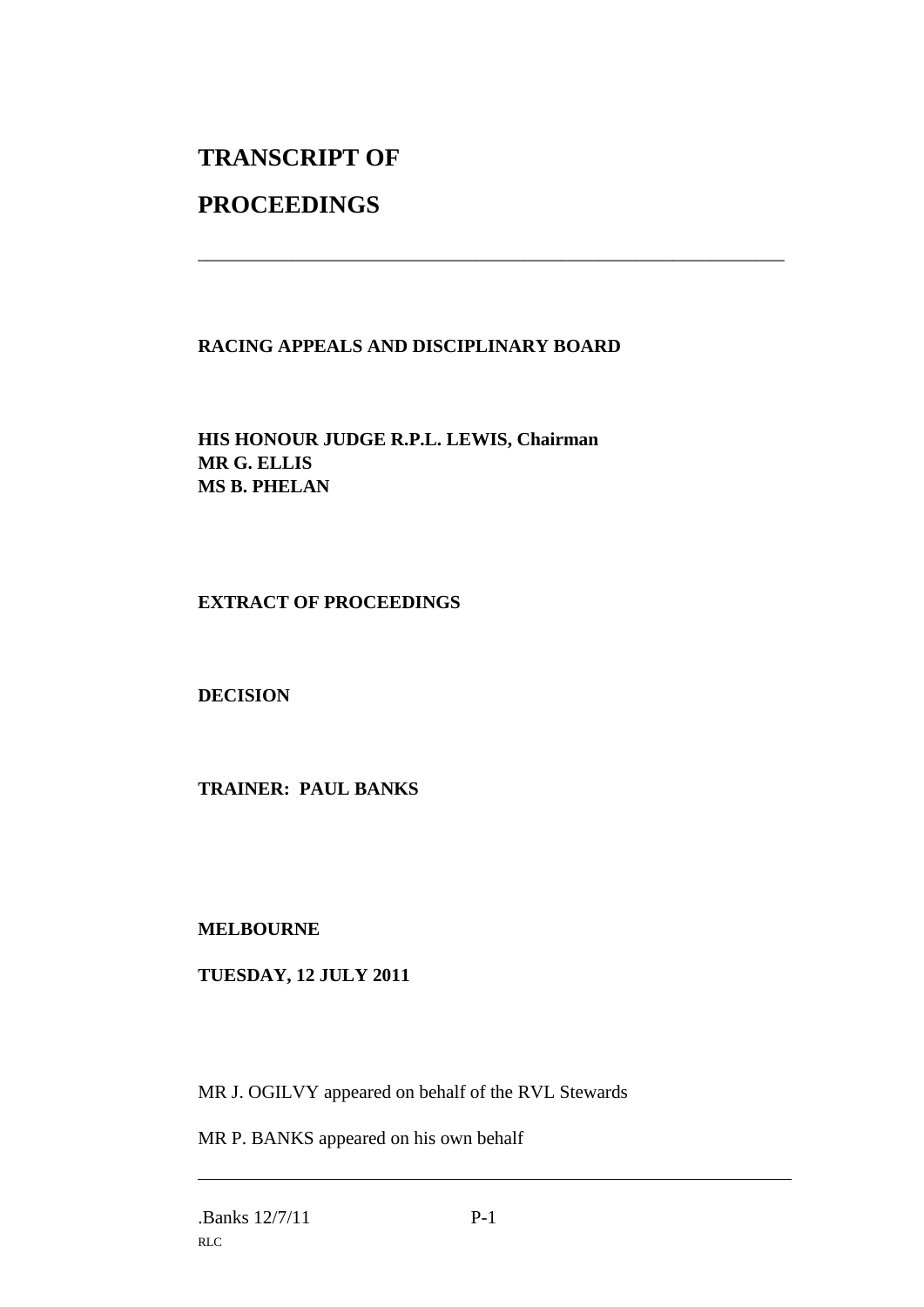# TRANSCRIPT OF

# PROCEEDINGS

---

**RACING APPEALS AND DISCIPLINARY BOARD**

**HIS HONOUR JUDGE R.P.L. LEWIS, Chairman**
**MR G. ELLIS**
**MS B. PHELAN**

**EXTRACT OF PROCEEDINGS**

**DECISION**

**TRAINER: PAUL BANKS**

**MELBOURNE**

**TUESDAY, 12 JULY 2011**

MR J. OGILVY appeared on behalf of the RVL Stewards

MR P. BANKS appeared on his own behalf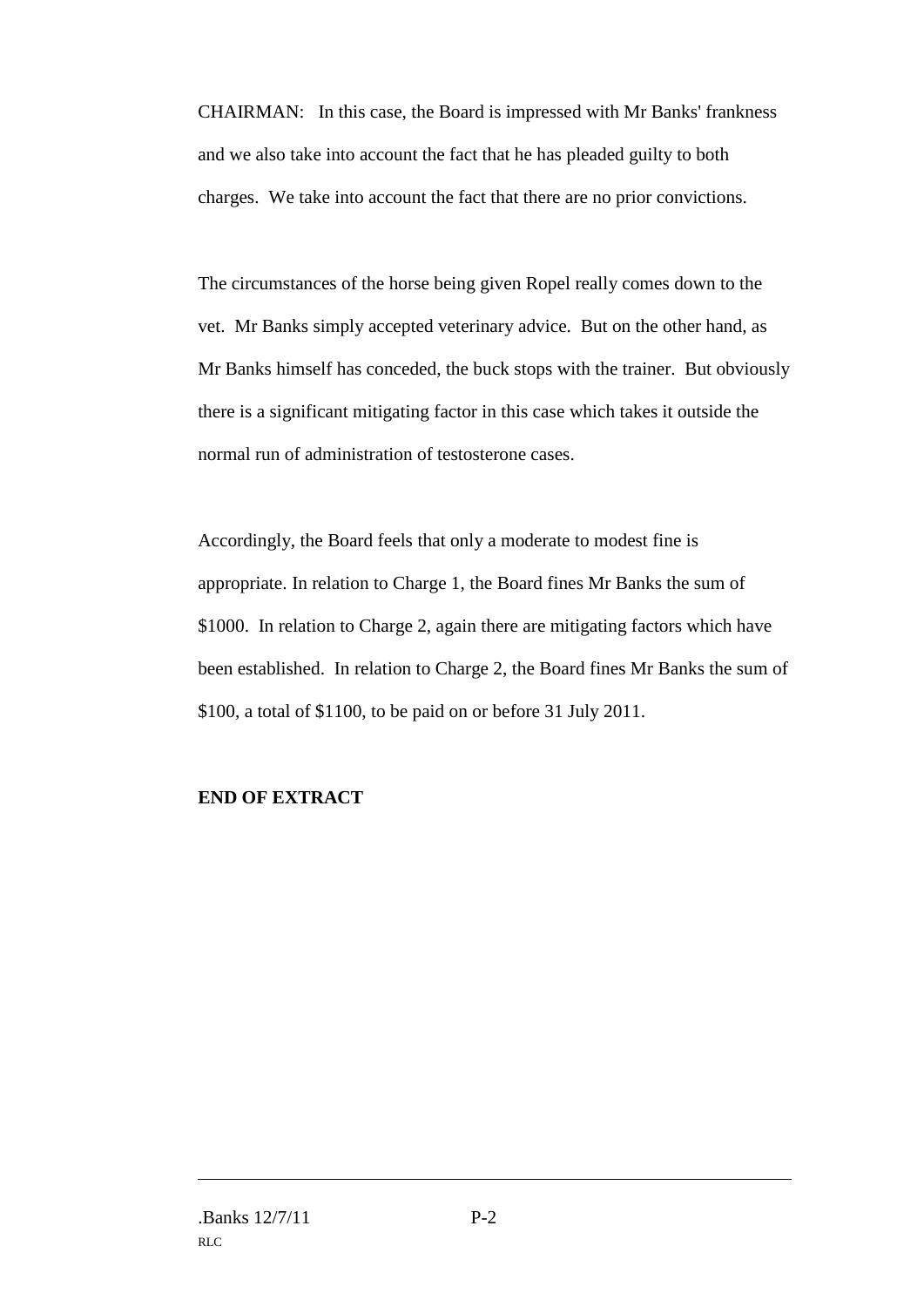CHAIRMAN: In this case, the Board is impressed with Mr Banks' frankness and we also take into account the fact that he has pleaded guilty to both charges. We take into account the fact that there are no prior convictions.

The circumstances of the horse being given Ropel really comes down to the vet. Mr Banks simply accepted veterinary advice. But on the other hand, as Mr Banks himself has conceded, the buck stops with the trainer. But obviously there is a significant mitigating factor in this case which takes it outside the normal run of administration of testosterone cases.

Accordingly, the Board feels that only a moderate to modest fine is appropriate. In relation to Charge 1, the Board fines Mr Banks the sum of $1000. In relation to Charge 2, again there are mitigating factors which have been established. In relation to Charge 2, the Board fines Mr Banks the sum of $100, a total of $1100, to be paid on or before 31 July 2011.

**END OF EXTRACT**